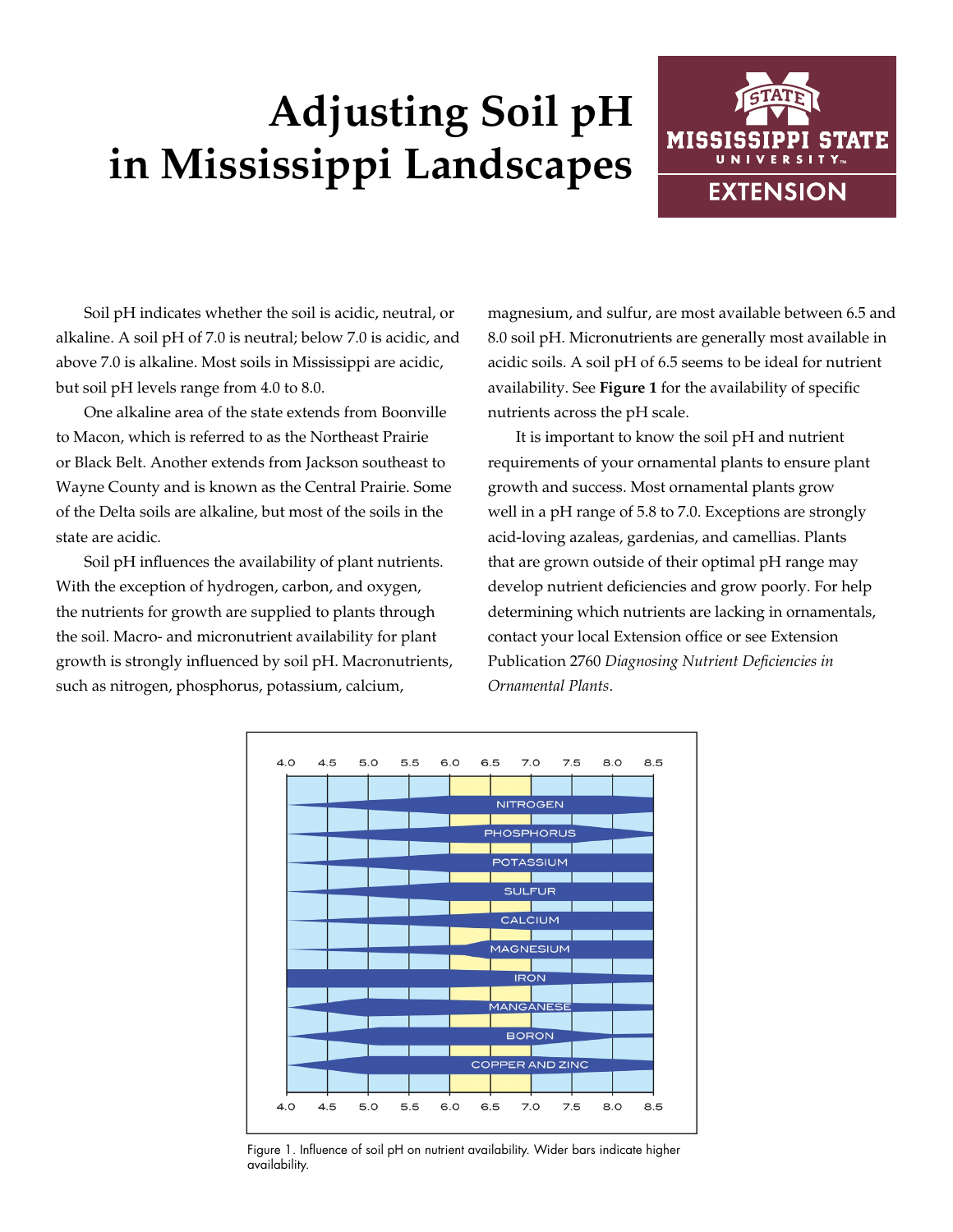# Adjusting Soil pH in Mississippi Landscapes

Soil pH indicates whether the soil is acidic, neutral, or alkaline. A soil pH of 7.0 is neutral; below 7.0 is acidic, and above 7.0 is alkaline. Most soils in Mississippi are acidic, but soil pH levels range from 4.0 to 8.0.

One alkaline area of the state extends from Boonville to Macon, which is referred to as the Northeast Prairie or Black Belt. Another extends from Jackson southeast to Wayne County and is known as the Central Prairie. Some of the Delta soils are alkaline, but most of the soils in the state are acidic.

Soil pH influences the availability of plant nutrients. With the exception of hydrogen, carbon, and oxygen, the nutrients for growth are supplied to plants through the soil. Macro- and micronutrient availability for plant growth is strongly influenced by soil pH. Macronutrients, such as nitrogen, phosphorus, potassium, calcium, magnesium, and sulfur, are most available between 6.5 and 8.0 soil pH. Micronutrients are generally most available in acidic soils. A soil pH of 6.5 seems to be ideal for nutrient availability. See **Figure 1** for the availability of specific nutrients across the pH scale.

It is important to know the soil pH and nutrient requirements of your ornamental plants to ensure plant growth and success. Most ornamental plants grow well in a pH range of 5.8 to 7.0. Exceptions are strongly acid-loving azaleas, gardenias, and camellias. Plants that are grown outside of their optimal pH range may develop nutrient deficiencies and grow poorly. For help determining which nutrients are lacking in ornamentals, contact your local Extension office or see Extension Publication 2760 *Diagnosing Nutrient Deficiencies in Ornamental Plants*.

Figure 1. Influence of soil pH on nutrient availability. Wider bars indicate higher availability.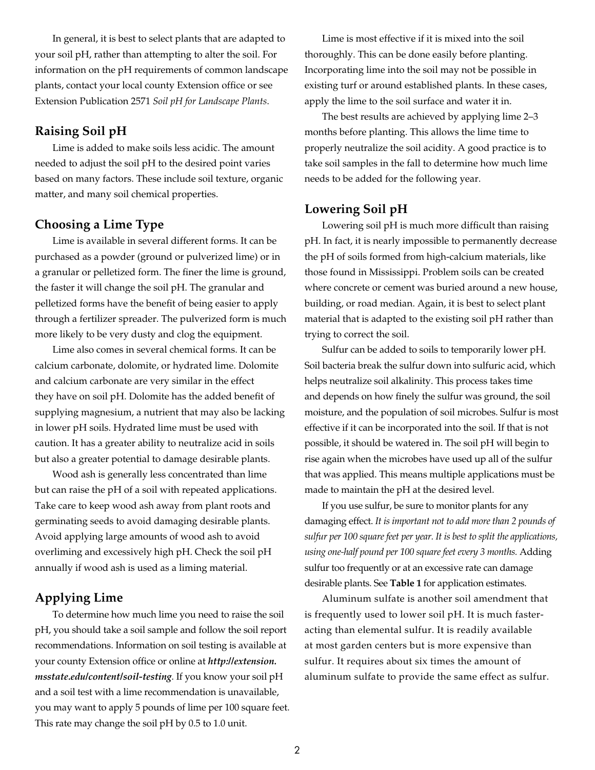In general, it is best to select plants that are adapted to your soil pH, rather than attempting to alter the soil. For information on the pH requirements of common landscape plants, contact your local county Extension office or see Extension Publication 2571 *Soil pH for Landscape Plants*.

## Raising Soil pH

Lime is added to make soils less acidic. The amount needed to adjust the soil pH to the desired point varies based on many factors. These include soil texture, organic matter, and many soil chemical properties.

## Choosing a Lime Type

Lime is available in several different forms. It can be purchased as a powder (ground or pulverized lime) or in a granular or pelletized form. The finer the lime is ground, the faster it will change the soil pH. The granular and pelletized forms have the benefit of being easier to apply through a fertilizer spreader. The pulverized form is much more likely to be very dusty and clog the equipment.

Lime also comes in several chemical forms. It can be calcium carbonate, dolomite, or hydrated lime. Dolomite and calcium carbonate are very similar in the effect they have on soil pH. Dolomite has the added benefit of supplying magnesium, a nutrient that may also be lacking in lower pH soils. Hydrated lime must be used with caution. It has a greater ability to neutralize acid in soils but also a greater potential to damage desirable plants.

Wood ash is generally less concentrated than lime but can raise the pH of a soil with repeated applications. Take care to keep wood ash away from plant roots and germinating seeds to avoid damaging desirable plants. Avoid applying large amounts of wood ash to avoid overliming and excessively high pH. Check the soil pH annually if wood ash is used as a liming material.

## Applying Lime

To determine how much lime you need to raise the soil pH, you should take a soil sample and follow the soil report recommendations. Information on soil testing is available at your county Extension office or online at ***http://extension.msstate.edu/content/soil-testing***. If you know your soil pH and a soil test with a lime recommendation is unavailable, you may want to apply 5 pounds of lime per 100 square feet. This rate may change the soil pH by 0.5 to 1.0 unit.

Lime is most effective if it is mixed into the soil thoroughly. This can be done easily before planting. Incorporating lime into the soil may not be possible in existing turf or around established plants. In these cases, apply the lime to the soil surface and water it in.

The best results are achieved by applying lime 2–3 months before planting. This allows the lime time to properly neutralize the soil acidity. A good practice is to take soil samples in the fall to determine how much lime needs to be added for the following year.

## Lowering Soil pH

Lowering soil pH is much more difficult than raising pH. In fact, it is nearly impossible to permanently decrease the pH of soils formed from high-calcium materials, like those found in Mississippi. Problem soils can be created where concrete or cement was buried around a new house, building, or road median. Again, it is best to select plant material that is adapted to the existing soil pH rather than trying to correct the soil.

Sulfur can be added to soils to temporarily lower pH. Soil bacteria break the sulfur down into sulfuric acid, which helps neutralize soil alkalinity. This process takes time and depends on how finely the sulfur was ground, the soil moisture, and the population of soil microbes. Sulfur is most effective if it can be incorporated into the soil. If that is not possible, it should be watered in. The soil pH will begin to rise again when the microbes have used up all of the sulfur that was applied. This means multiple applications must be made to maintain the pH at the desired level.

If you use sulfur, be sure to monitor plants for any damaging effect. *It is important not to add more than 2 pounds of sulfur per 100 square feet per year. It is best to split the applications, using one-half pound per 100 square feet every 3 months.* Adding sulfur too frequently or at an excessive rate can damage desirable plants. See **Table 1** for application estimates.

Aluminum sulfate is another soil amendment that is frequently used to lower soil pH. It is much faster-acting than elemental sulfur. It is readily available at most garden centers but is more expensive than sulfur. It requires about six times the amount of aluminum sulfate to provide the same effect as sulfur.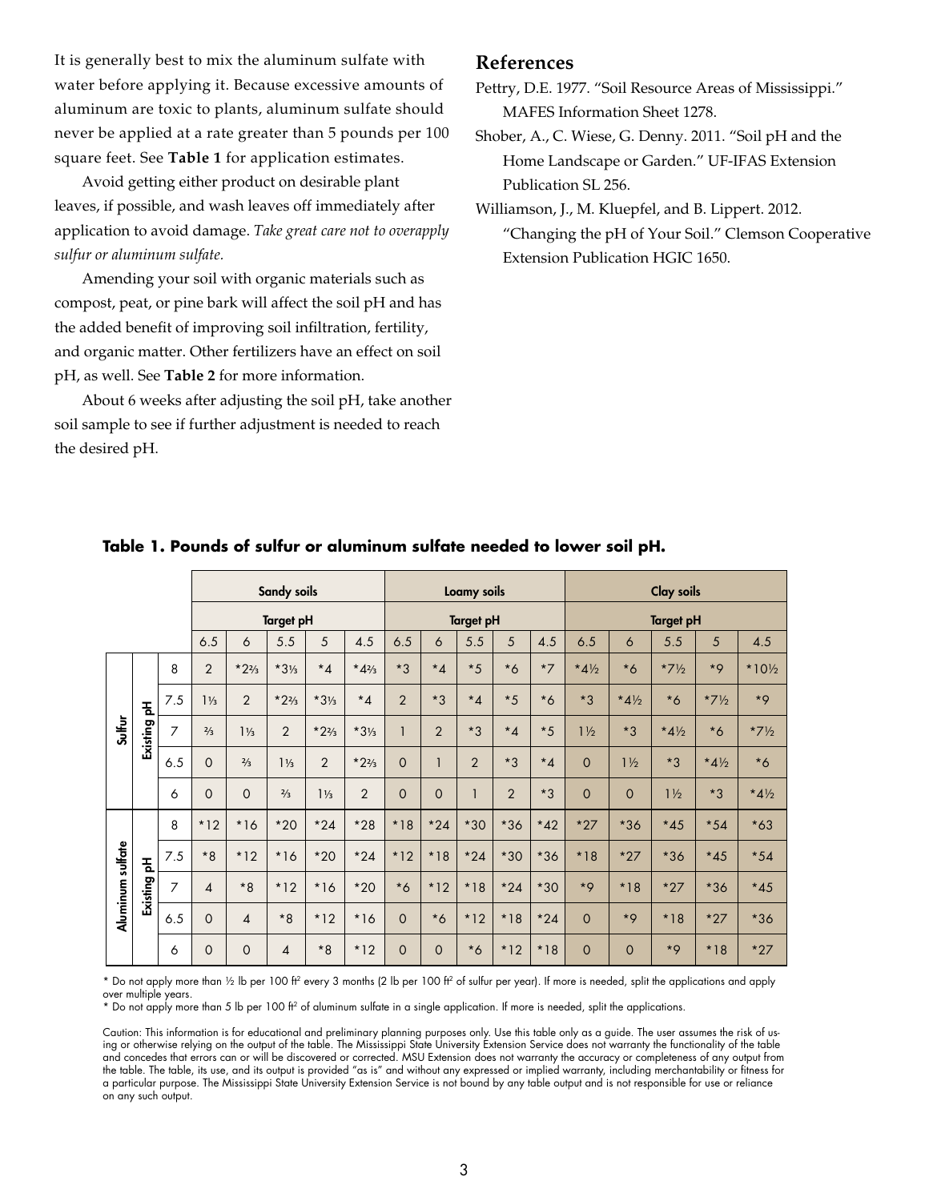It is generally best to mix the aluminum sulfate with water before applying it. Because excessive amounts of aluminum are toxic to plants, aluminum sulfate should never be applied at a rate greater than 5 pounds per 100 square feet. See **Table 1** for application estimates.

Avoid getting either product on desirable plant leaves, if possible, and wash leaves off immediately after application to avoid damage. *Take great care not to overapply sulfur or aluminum sulfate.*

Amending your soil with organic materials such as compost, peat, or pine bark will affect the soil pH and has the added benefit of improving soil infiltration, fertility, and organic matter. Other fertilizers have an effect on soil pH, as well. See **Table 2** for more information.

About 6 weeks after adjusting the soil pH, take another soil sample to see if further adjustment is needed to reach the desired pH.

## References

Pettry, D.E. 1977. "Soil Resource Areas of Mississippi." MAFES Information Sheet 1278.

Shober, A., C. Wiese, G. Denny. 2011. "Soil pH and the Home Landscape or Garden." UF-IFAS Extension Publication SL 256.

Williamson, J., M. Kluepfel, and B. Lippert. 2012. "Changing the pH of Your Soil." Clemson Cooperative Extension Publication HGIC 1650.

**Table 1. Pounds of sulfur or aluminum sulfate needed to lower soil pH.**

| | | | Sandy soils | | | | | Loamy soils | | | | | Clay soils | | | | |
|---|---|---|---|---|---|---|---|---|---|---|---|---|---|---|---|---|---|
| | | | Target pH | | | | | Target pH | | | | | Target pH | | | | |
| | | | 6.5 | 6 | 5.5 | 5 | 4.5 | 6.5 | 6 | 5.5 | 5 | 4.5 | 6.5 | 6 | 5.5 | 5 | 4.5 |
| Sulfur | Existing pH | 8 | 2 | *2⅔ | *3⅓ | *4 | *4⅔ | *3 | *4 | *5 | *6 | *7 | *4½ | *6 | *7½ | *9 | *10½ |
| | | 7.5 | 1⅓ | 2 | *2⅔ | *3⅓ | *4 | 2 | *3 | *4 | *5 | *6 | *3 | *4½ | *6 | *7½ | *9 |
| | | 7 | ⅔ | 1⅓ | 2 | *2⅔ | *3⅓ | 1 | 2 | *3 | *4 | *5 | 1½ | *3 | *4½ | *6 | *7½ |
| | | 6.5 | 0 | ⅔ | 1⅓ | 2 | *2⅔ | 0 | 1 | 2 | *3 | *4 | 0 | 1½ | *3 | *4½ | *6 |
| | | 6 | 0 | 0 | ⅔ | 1⅓ | 2 | 0 | 0 | 1 | 2 | *3 | 0 | 0 | 1½ | *3 | *4½ |
| Aluminum sulfate | Existing pH | 8 | *12 | *16 | *20 | *24 | *28 | *18 | *24 | *30 | *36 | *42 | *27 | *36 | *45 | *54 | *63 |
| | | 7.5 | *8 | *12 | *16 | *20 | *24 | *12 | *18 | *24 | *30 | *36 | *18 | *27 | *36 | *45 | *54 |
| | | 7 | 4 | *8 | *12 | *16 | *20 | *6 | *12 | *18 | *24 | *30 | *9 | *18 | *27 | *36 | *45 |
| | | 6.5 | 0 | 4 | *8 | *12 | *16 | 0 | *6 | *12 | *18 | *24 | 0 | *9 | *18 | *27 | *36 |
| | | 6 | 0 | 0 | 4 | *8 | *12 | 0 | 0 | *6 | *12 | *18 | 0 | 0 | *9 | *18 | *27 |

* Do not apply more than ½ lb per 100 $ft^2$ every 3 months (2 lb per 100 $ft^2$ of sulfur per year). If more is needed, split the applications and apply over multiple years.

* Do not apply more than 5 lb per 100 $ft^2$ of aluminum sulfate in a single application. If more is needed, split the applications.

Caution: This information is for educational and preliminary planning purposes only. Use this table only as a guide. The user assumes the risk of using or otherwise relying on the output of the table. The Mississippi State University Extension Service does not warranty the functionality of the table and concedes that errors can or will be discovered or corrected. MSU Extension does not warranty the accuracy or completeness of any output from the table. The table, its use, and its output is provided "as is" and without any expressed or implied warranty, including merchantability or fitness for a particular purpose. The Mississippi State University Extension Service is not bound by any table output and is not responsible for use or reliance on any such output.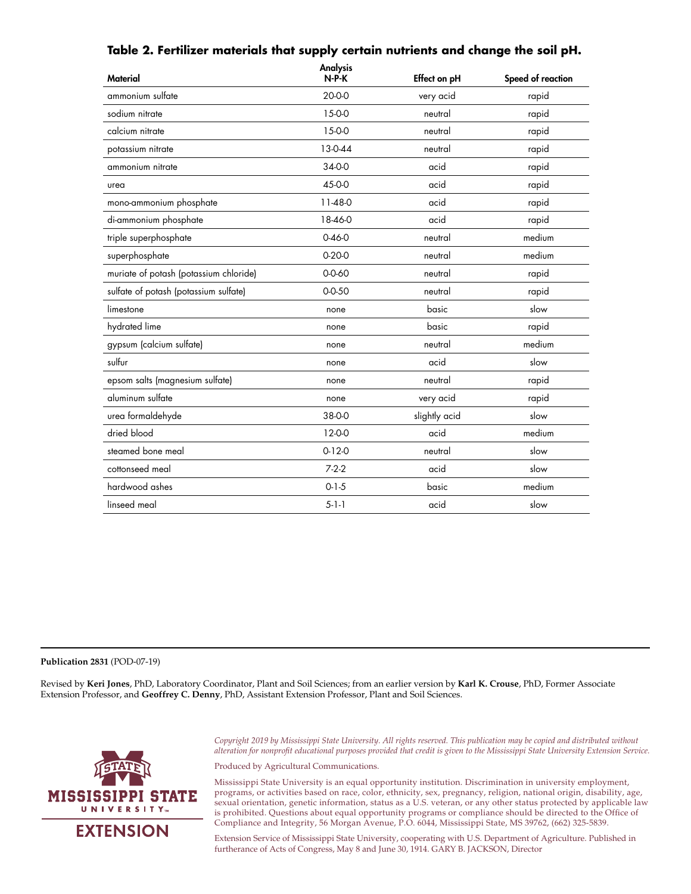**Table 2. Fertilizer materials that supply certain nutrients and change the soil pH.**

| Material | Analysis N-P-K | Effect on pH | Speed of reaction |
|---|---|---|---|
| ammonium sulfate | 20-0-0 | very acid | rapid |
| sodium nitrate | 15-0-0 | neutral | rapid |
| calcium nitrate | 15-0-0 | neutral | rapid |
| potassium nitrate | 13-0-44 | neutral | rapid |
| ammonium nitrate | 34-0-0 | acid | rapid |
| urea | 45-0-0 | acid | rapid |
| mono-ammonium phosphate | 11-48-0 | acid | rapid |
| di-ammonium phosphate | 18-46-0 | acid | rapid |
| triple superphosphate | 0-46-0 | neutral | medium |
| superphosphate | 0-20-0 | neutral | medium |
| muriate of potash (potassium chloride) | 0-0-60 | neutral | rapid |
| sulfate of potash (potassium sulfate) | 0-0-50 | neutral | rapid |
| limestone | none | basic | slow |
| hydrated lime | none | basic | rapid |
| gypsum (calcium sulfate) | none | neutral | medium |
| sulfur | none | acid | slow |
| epsom salts (magnesium sulfate) | none | neutral | rapid |
| aluminum sulfate | none | very acid | rapid |
| urea formaldehyde | 38-0-0 | slightly acid | slow |
| dried blood | 12-0-0 | acid | medium |
| steamed bone meal | 0-12-0 | neutral | slow |
| cottonseed meal | 7-2-2 | acid | slow |
| hardwood ashes | 0-1-5 | basic | medium |
| linseed meal | 5-1-1 | acid | slow |

**Publication 2831** (POD-07-19)

Revised by **Keri Jones**, PhD, Laboratory Coordinator, Plant and Soil Sciences; from an earlier version by **Karl K. Crouse**, PhD, Former Associate Extension Professor, and **Geoffrey C. Denny**, PhD, Assistant Extension Professor, Plant and Soil Sciences.

MISSISSIPPI STATE UNIVERSITY™ EXTENSION

*Copyright 2019 by Mississippi State University. All rights reserved. This publication may be copied and distributed without alteration for nonprofit educational purposes provided that credit is given to the Mississippi State University Extension Service.*

Produced by Agricultural Communications.

Mississippi State University is an equal opportunity institution. Discrimination in university employment, programs, or activities based on race, color, ethnicity, sex, pregnancy, religion, national origin, disability, age, sexual orientation, genetic information, status as a U.S. veteran, or any other status protected by applicable law is prohibited. Questions about equal opportunity programs or compliance should be directed to the Office of Compliance and Integrity, 56 Morgan Avenue, P.O. 6044, Mississippi State, MS 39762, (662) 325-5839.

Extension Service of Mississippi State University, cooperating with U.S. Department of Agriculture. Published in furtherance of Acts of Congress, May 8 and June 30, 1914. GARY B. JACKSON, Director